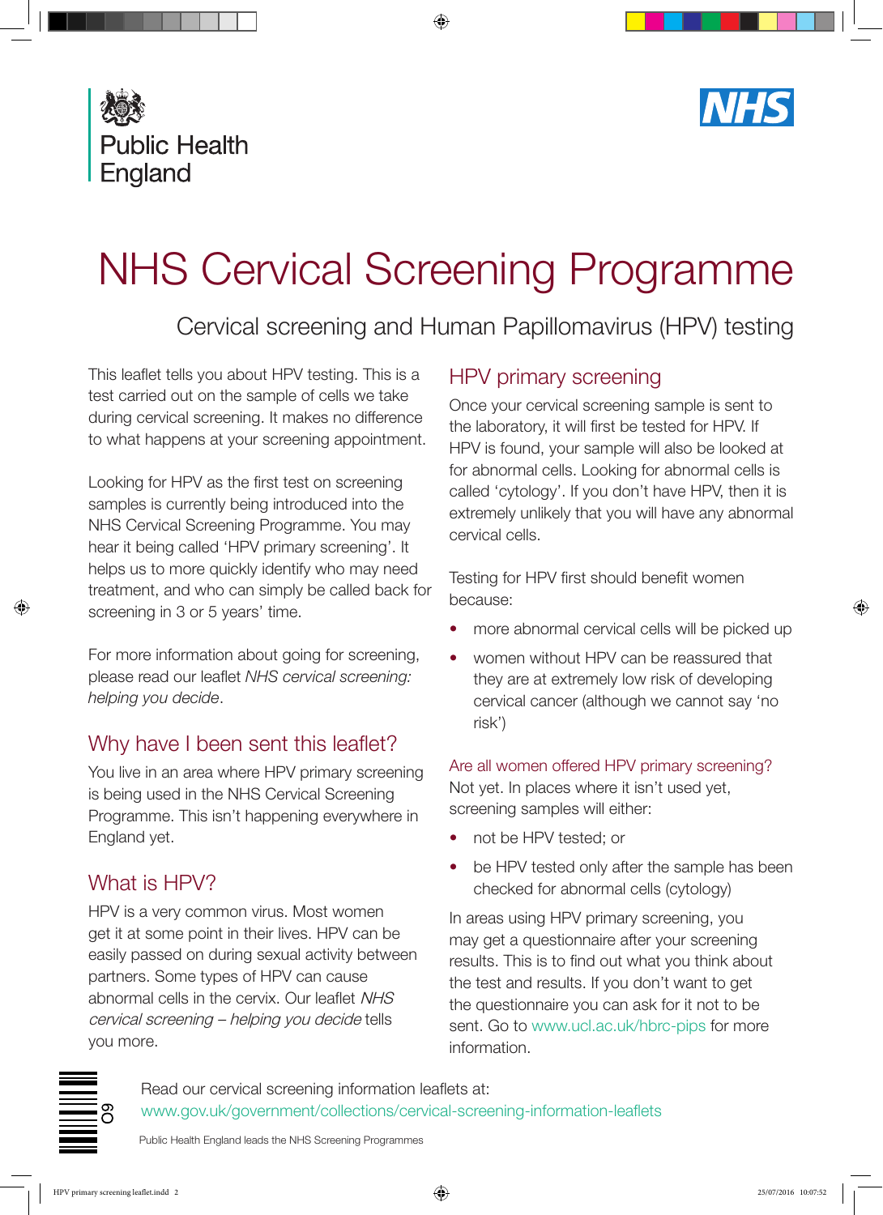Public Health England

NHS

# NHS Cervical Screening Programme

## Cervical screening and Human Papillomavirus (HPV) testing

This leaflet tells you about HPV testing. This is a test carried out on the sample of cells we take during cervical screening. It makes no difference to what happens at your screening appointment.

Looking for HPV as the first test on screening samples is currently being introduced into the NHS Cervical Screening Programme. You may hear it being called 'HPV primary screening'. It helps us to more quickly identify who may need treatment, and who can simply be called back for screening in 3 or 5 years' time.

For more information about going for screening, please read our leaflet *NHS cervical screening: helping you decide*.

### Why have I been sent this leaflet?

You live in an area where HPV primary screening is being used in the NHS Cervical Screening Programme. This isn't happening everywhere in England yet.

### What is HPV?

HPV is a very common virus. Most women get it at some point in their lives. HPV can be easily passed on during sexual activity between partners. Some types of HPV can cause abnormal cells in the cervix. Our leaflet *NHS cervical screening – helping you decide* tells you more.

### HPV primary screening

Once your cervical screening sample is sent to the laboratory, it will first be tested for HPV. If HPV is found, your sample will also be looked at for abnormal cells. Looking for abnormal cells is called 'cytology'. If you don't have HPV, then it is extremely unlikely that you will have any abnormal cervical cells.

Testing for HPV first should benefit women because:

- more abnormal cervical cells will be picked up
- women without HPV can be reassured that they are at extremely low risk of developing cervical cancer (although we cannot say 'no risk')

#### Are all women offered HPV primary screening?

Not yet. In places where it isn't used yet, screening samples will either:

- not be HPV tested; or
- be HPV tested only after the sample has been checked for abnormal cells (cytology)

In areas using HPV primary screening, you may get a questionnaire after your screening results. This is to find out what you think about the test and results. If you don't want to get the questionnaire you can ask for it not to be sent. Go to www.ucl.ac.uk/hbrc-pips for more information.

Read our cervical screening information leaflets at:
www.gov.uk/government/collections/cervical-screening-information-leaflets

Public Health England leads the NHS Screening Programmes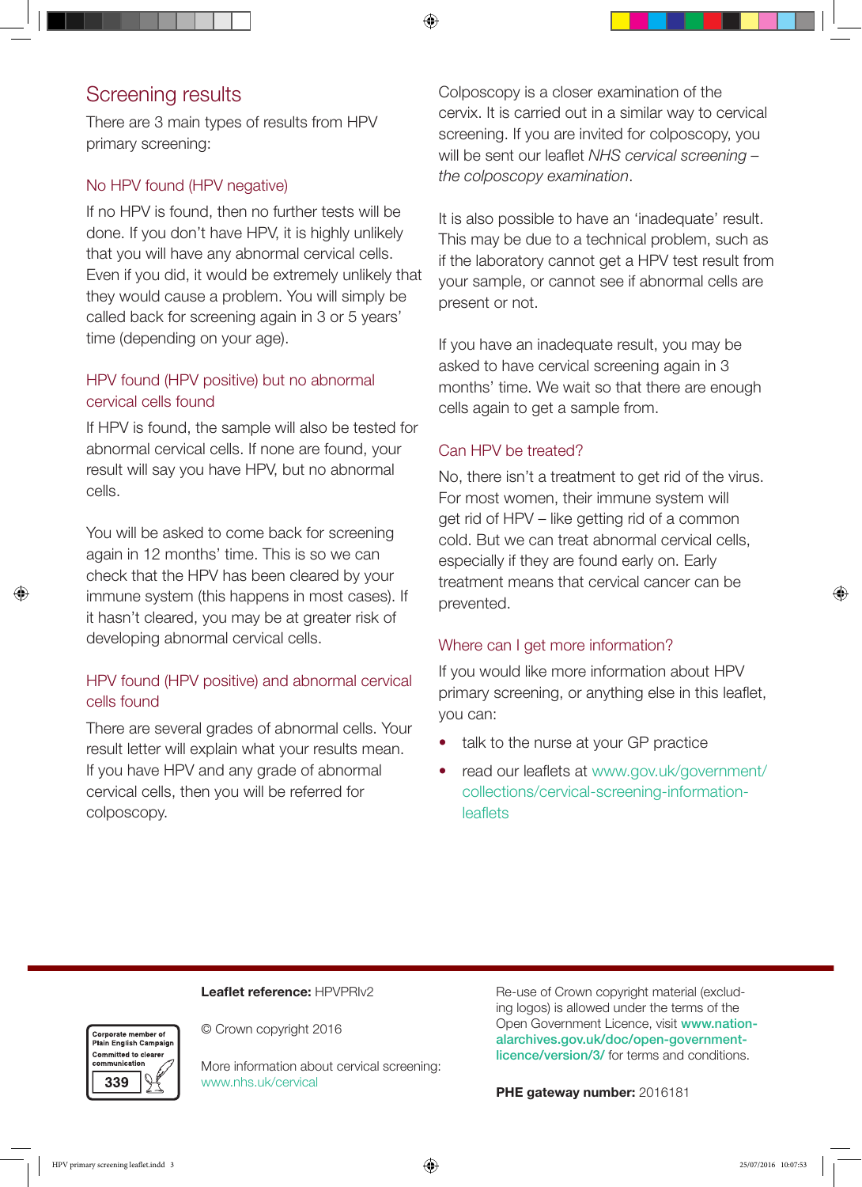## Screening results

There are 3 main types of results from HPV primary screening:

### No HPV found (HPV negative)

If no HPV is found, then no further tests will be done. If you don't have HPV, it is highly unlikely that you will have any abnormal cervical cells. Even if you did, it would be extremely unlikely that they would cause a problem. You will simply be called back for screening again in 3 or 5 years' time (depending on your age).

### HPV found (HPV positive) but no abnormal cervical cells found

If HPV is found, the sample will also be tested for abnormal cervical cells. If none are found, your result will say you have HPV, but no abnormal cells.

You will be asked to come back for screening again in 12 months' time. This is so we can check that the HPV has been cleared by your immune system (this happens in most cases). If it hasn't cleared, you may be at greater risk of developing abnormal cervical cells.

### HPV found (HPV positive) and abnormal cervical cells found

There are several grades of abnormal cells. Your result letter will explain what your results mean. If you have HPV and any grade of abnormal cervical cells, then you will be referred for colposcopy.

Colposcopy is a closer examination of the cervix. It is carried out in a similar way to cervical screening. If you are invited for colposcopy, you will be sent our leaflet *NHS cervical screening – the colposcopy examination*.

It is also possible to have an 'inadequate' result. This may be due to a technical problem, such as if the laboratory cannot get a HPV test result from your sample, or cannot see if abnormal cells are present or not.

If you have an inadequate result, you may be asked to have cervical screening again in 3 months' time. We wait so that there are enough cells again to get a sample from.

### Can HPV be treated?

No, there isn't a treatment to get rid of the virus. For most women, their immune system will get rid of HPV – like getting rid of a common cold. But we can treat abnormal cervical cells, especially if they are found early on. Early treatment means that cervical cancer can be prevented.

### Where can I get more information?

If you would like more information about HPV primary screening, or anything else in this leaflet, you can:

- talk to the nurse at your GP practice
- read our leaflets at www.gov.uk/government/collections/cervical-screening-information-leaflets

---

**Leaflet reference:** HPVPRIv2

© Crown copyright 2016

More information about cervical screening: www.nhs.uk/cervical

Corporate member of Plain English Campaign
Committed to clearer communication
339

Re-use of Crown copyright material (excluding logos) is allowed under the terms of the Open Government Licence, visit **www.nationalarchives.gov.uk/doc/open-government-licence/version/3/** for terms and conditions.

**PHE gateway number:** 2016181